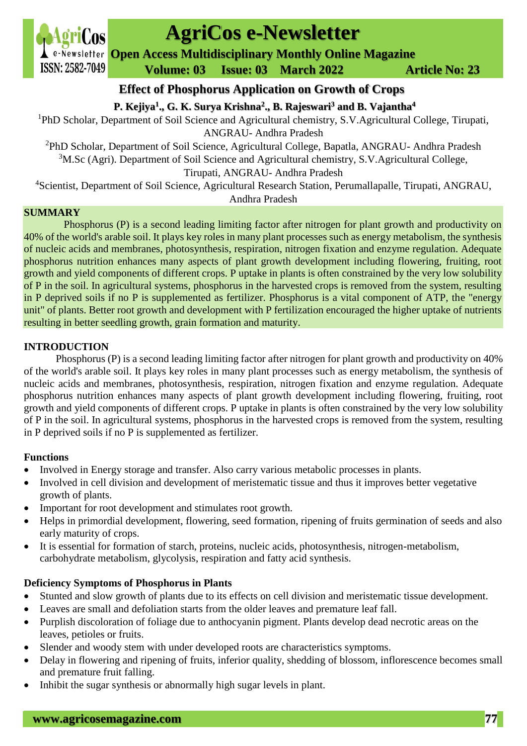# Effect of Phosphorus Application on Growth of Crops

**P. Kejiya[1]., G. K. Surya Krishna[2]., B. Rajeswari[3] and B. Vajantha[4]**

[1]PhD Scholar, Department of Soil Science and Agricultural chemistry, S.V.Agricultural College, Tirupati, ANGRAU- Andhra Pradesh

[2]PhD Scholar, Department of Soil Science, Agricultural College, Bapatla, ANGRAU- Andhra Pradesh

[3]M.Sc (Agri). Department of Soil Science and Agricultural chemistry, S.V.Agricultural College, Tirupati, ANGRAU- Andhra Pradesh

[4]Scientist, Department of Soil Science, Agricultural Research Station, Perumallapalle, Tirupati, ANGRAU, Andhra Pradesh

## SUMMARY

Phosphorus (P) is a second leading limiting factor after nitrogen for plant growth and productivity on 40% of the world's arable soil. It plays key roles in many plant processes such as energy metabolism, the synthesis of nucleic acids and membranes, photosynthesis, respiration, nitrogen fixation and enzyme regulation. Adequate phosphorus nutrition enhances many aspects of plant growth development including flowering, fruiting, root growth and yield components of different crops. P uptake in plants is often constrained by the very low solubility of P in the soil. In agricultural systems, phosphorus in the harvested crops is removed from the system, resulting in P deprived soils if no P is supplemented as fertilizer. Phosphorus is a vital component of ATP, the "energy unit" of plants. Better root growth and development with P fertilization encouraged the higher uptake of nutrients resulting in better seedling growth, grain formation and maturity.

## INTRODUCTION

Phosphorus (P) is a second leading limiting factor after nitrogen for plant growth and productivity on 40% of the world's arable soil. It plays key roles in many plant processes such as energy metabolism, the synthesis of nucleic acids and membranes, photosynthesis, respiration, nitrogen fixation and enzyme regulation. Adequate phosphorus nutrition enhances many aspects of plant growth development including flowering, fruiting, root growth and yield components of different crops. P uptake in plants is often constrained by the very low solubility of P in the soil. In agricultural systems, phosphorus in the harvested crops is removed from the system, resulting in P deprived soils if no P is supplemented as fertilizer.

### Functions

- Involved in Energy storage and transfer. Also carry various metabolic processes in plants.
- Involved in cell division and development of meristematic tissue and thus it improves better vegetative growth of plants.
- Important for root development and stimulates root growth.
- Helps in primordial development, flowering, seed formation, ripening of fruits germination of seeds and also early maturity of crops.
- It is essential for formation of starch, proteins, nucleic acids, photosynthesis, nitrogen-metabolism, carbohydrate metabolism, glycolysis, respiration and fatty acid synthesis.

### Deficiency Symptoms of Phosphorus in Plants

- Stunted and slow growth of plants due to its effects on cell division and meristematic tissue development.
- Leaves are small and defoliation starts from the older leaves and premature leaf fall.
- Purplish discoloration of foliage due to anthocyanin pigment. Plants develop dead necrotic areas on the leaves, petioles or fruits.
- Slender and woody stem with under developed roots are characteristics symptoms.
- Delay in flowering and ripening of fruits, inferior quality, shedding of blossom, inflorescence becomes small and premature fruit falling.
- Inhibit the sugar synthesis or abnormally high sugar levels in plant.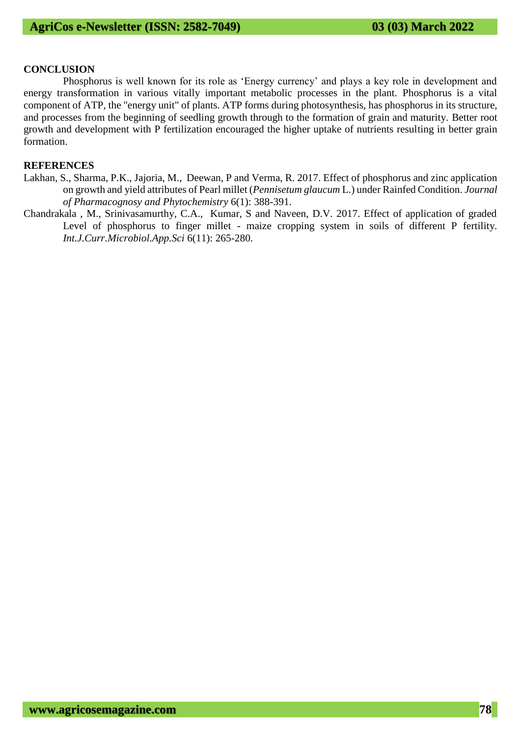## CONCLUSION

Phosphorus is well known for its role as 'Energy currency' and plays a key role in development and energy transformation in various vitally important metabolic processes in the plant. Phosphorus is a vital component of ATP, the "energy unit" of plants. ATP forms during photosynthesis, has phosphorus in its structure, and processes from the beginning of seedling growth through to the formation of grain and maturity. Better root growth and development with P fertilization encouraged the higher uptake of nutrients resulting in better grain formation.

## REFERENCES

Lakhan, S., Sharma, P.K., Jajoria, M., Deewan, P and Verma, R. 2017. Effect of phosphorus and zinc application on growth and yield attributes of Pearl millet (*Pennisetum glaucum* L.) under Rainfed Condition. *Journal of Pharmacognosy and Phytochemistry* 6(1): 388-391.

Chandrakala , M., Srinivasamurthy, C.A., Kumar, S and Naveen, D.V. 2017. Effect of application of graded Level of phosphorus to finger millet - maize cropping system in soils of different P fertility. *Int.J.Curr.Microbiol.App.Sci* 6(11): 265-280.